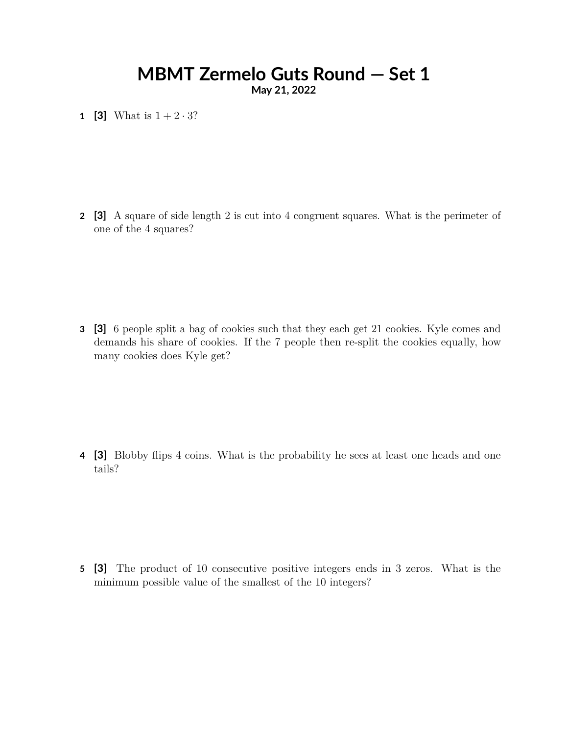# MBMT Zermelo Guts Round — Set 1

**May 21, 2022**

**1** **[3]** What is $1 + 2 \cdot 3$?

**2** **[3]** A square of side length 2 is cut into 4 congruent squares. What is the perimeter of one of the 4 squares?

**3** **[3]** 6 people split a bag of cookies such that they each get 21 cookies. Kyle comes and demands his share of cookies. If the 7 people then re-split the cookies equally, how many cookies does Kyle get?

**4** **[3]** Blobby flips 4 coins. What is the probability he sees at least one heads and one tails?

**5** **[3]** The product of 10 consecutive positive integers ends in 3 zeros. What is the minimum possible value of the smallest of the 10 integers?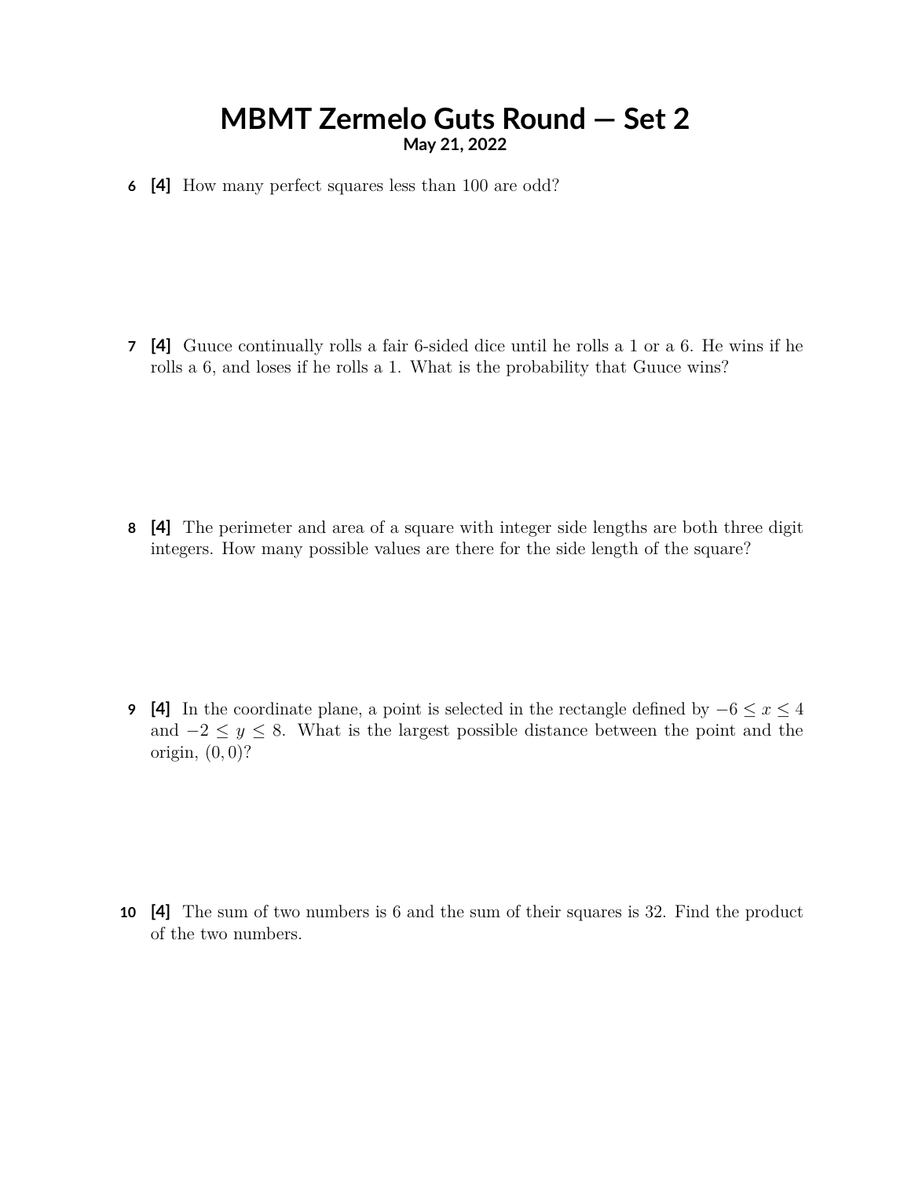# MBMT Zermelo Guts Round — Set 2

**May 21, 2022**

**6** **[4]** How many perfect squares less than 100 are odd?

**7** **[4]** Guuce continually rolls a fair 6-sided dice until he rolls a 1 or a 6. He wins if he rolls a 6, and loses if he rolls a 1. What is the probability that Guuce wins?

**8** **[4]** The perimeter and area of a square with integer side lengths are both three digit integers. How many possible values are there for the side length of the square?

**9** **[4]** In the coordinate plane, a point is selected in the rectangle defined by $-6 \leq x \leq 4$ and $-2 \leq y \leq 8$. What is the largest possible distance between the point and the origin, $(0, 0)$?

**10** **[4]** The sum of two numbers is 6 and the sum of their squares is 32. Find the product of the two numbers.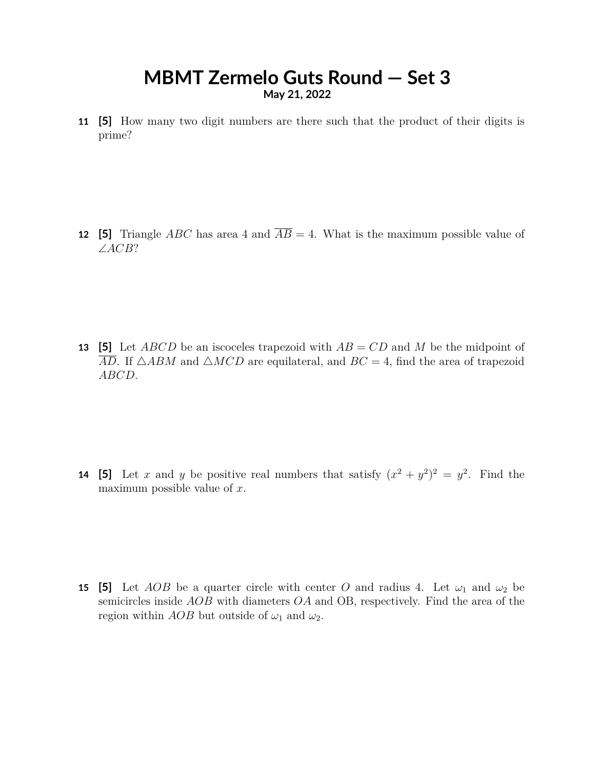# MBMT Zermelo Guts Round — Set 3

**May 21, 2022**

**11** **[5]** How many two digit numbers are there such that the product of their digits is prime?

**12** **[5]** Triangle $ABC$ has area 4 and $\overline{AB} = 4$. What is the maximum possible value of $\angle ACB$?

**13** **[5]** Let $ABCD$ be an iscoceles trapezoid with $AB = CD$ and $M$ be the midpoint of $\overline{AD}$. If $\triangle ABM$ and $\triangle MCD$ are equilateral, and $BC = 4$, find the area of trapezoid $ABCD$.

**14** **[5]** Let $x$ and $y$ be positive real numbers that satisfy $(x^2 + y^2)^2 = y^2$. Find the maximum possible value of $x$.

**15** **[5]** Let $AOB$ be a quarter circle with center $O$ and radius 4. Let $\omega_1$ and $\omega_2$ be semicircles inside $AOB$ with diameters $OA$ and OB, respectively. Find the area of the region within $AOB$ but outside of $\omega_1$ and $\omega_2$.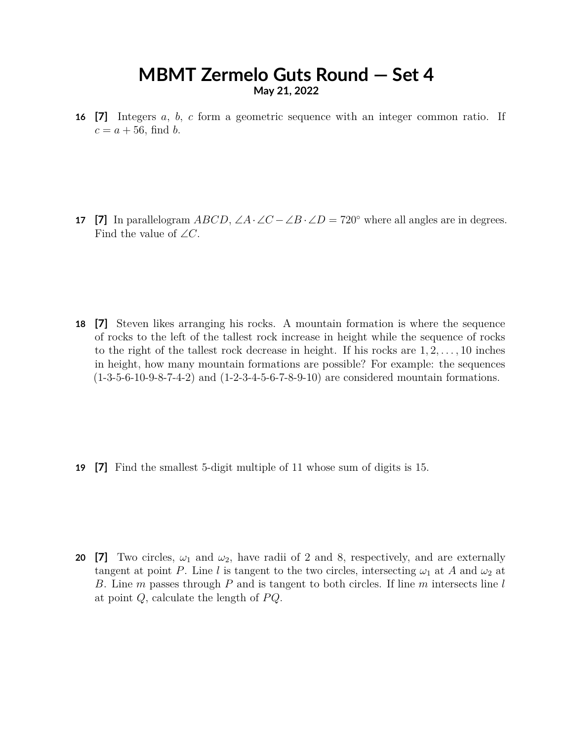# MBMT Zermelo Guts Round — Set 4

**May 21, 2022**

**16** **[7]** Integers $a$, $b$, $c$ form a geometric sequence with an integer common ratio. If $c = a + 56$, find $b$.

**17** **[7]** In parallelogram $ABCD$, $\angle A \cdot \angle C - \angle B \cdot \angle D = 720^\circ$ where all angles are in degrees. Find the value of $\angle C$.

**18** **[7]** Steven likes arranging his rocks. A mountain formation is where the sequence of rocks to the left of the tallest rock increase in height while the sequence of rocks to the right of the tallest rock decrease in height. If his rocks are $1, 2, \ldots, 10$ inches in height, how many mountain formations are possible? For example: the sequences (1-3-5-6-10-9-8-7-4-2) and (1-2-3-4-5-6-7-8-9-10) are considered mountain formations.

**19** **[7]** Find the smallest 5-digit multiple of 11 whose sum of digits is 15.

**20** **[7]** Two circles, $\omega_1$ and $\omega_2$, have radii of 2 and 8, respectively, and are externally tangent at point $P$. Line $l$ is tangent to the two circles, intersecting $\omega_1$ at $A$ and $\omega_2$ at $B$. Line $m$ passes through $P$ and is tangent to both circles. If line $m$ intersects line $l$ at point $Q$, calculate the length of $PQ$.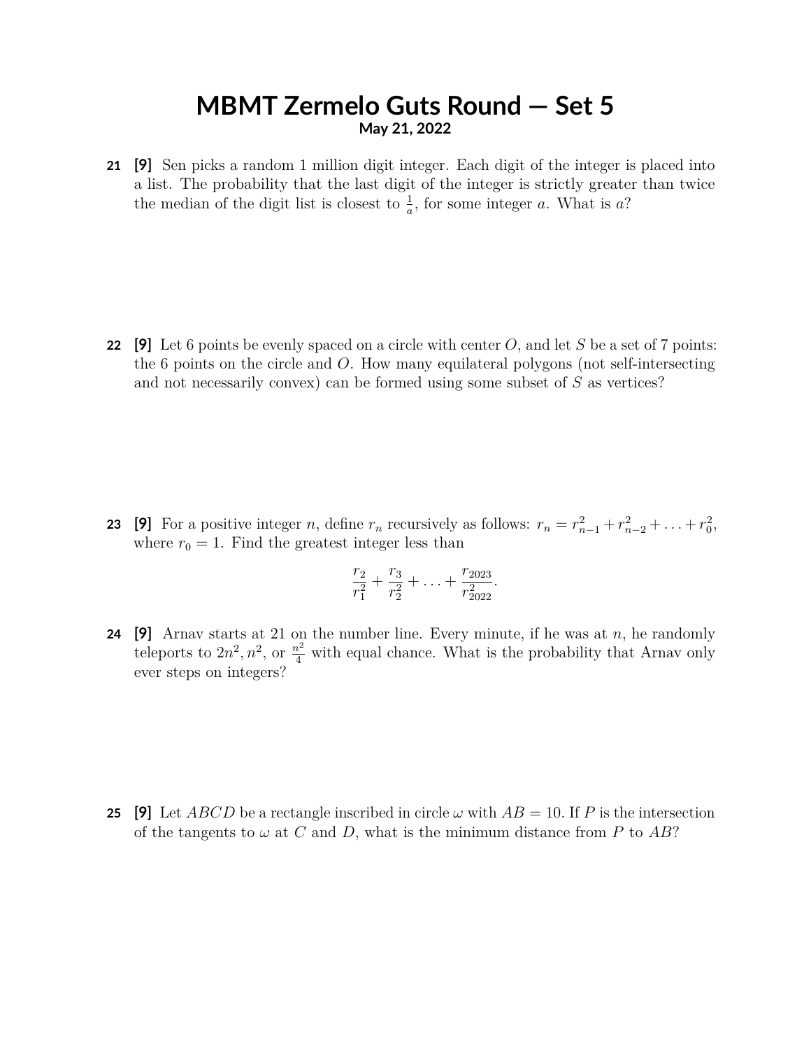# MBMT Zermelo Guts Round — Set 5

**May 21, 2022**

**21** **[9]** Sen picks a random 1 million digit integer. Each digit of the integer is placed into a list. The probability that the last digit of the integer is strictly greater than twice the median of the digit list is closest to $\frac{1}{a}$, for some integer $a$. What is $a$?

**22** **[9]** Let 6 points be evenly spaced on a circle with center $O$, and let $S$ be a set of 7 points: the 6 points on the circle and $O$. How many equilateral polygons (not self-intersecting and not necessarily convex) can be formed using some subset of $S$ as vertices?

**23** **[9]** For a positive integer $n$, define $r_n$ recursively as follows: $r_n = r_{n-1}^2 + r_{n-2}^2 + \ldots + r_0^2$, where $r_0 = 1$. Find the greatest integer less than

$$\frac{r_2}{r_1^2} + \frac{r_3}{r_2^2} + \ldots + \frac{r_{2023}}{r_{2022}^2}.$$

**24** **[9]** Arnav starts at 21 on the number line. Every minute, if he was at $n$, he randomly teleports to $2n^2, n^2$, or $\frac{n^2}{4}$ with equal chance. What is the probability that Arnav only ever steps on integers?

**25** **[9]** Let $ABCD$ be a rectangle inscribed in circle $\omega$ with $AB = 10$. If $P$ is the intersection of the tangents to $\omega$ at $C$ and $D$, what is the minimum distance from $P$ to $AB$?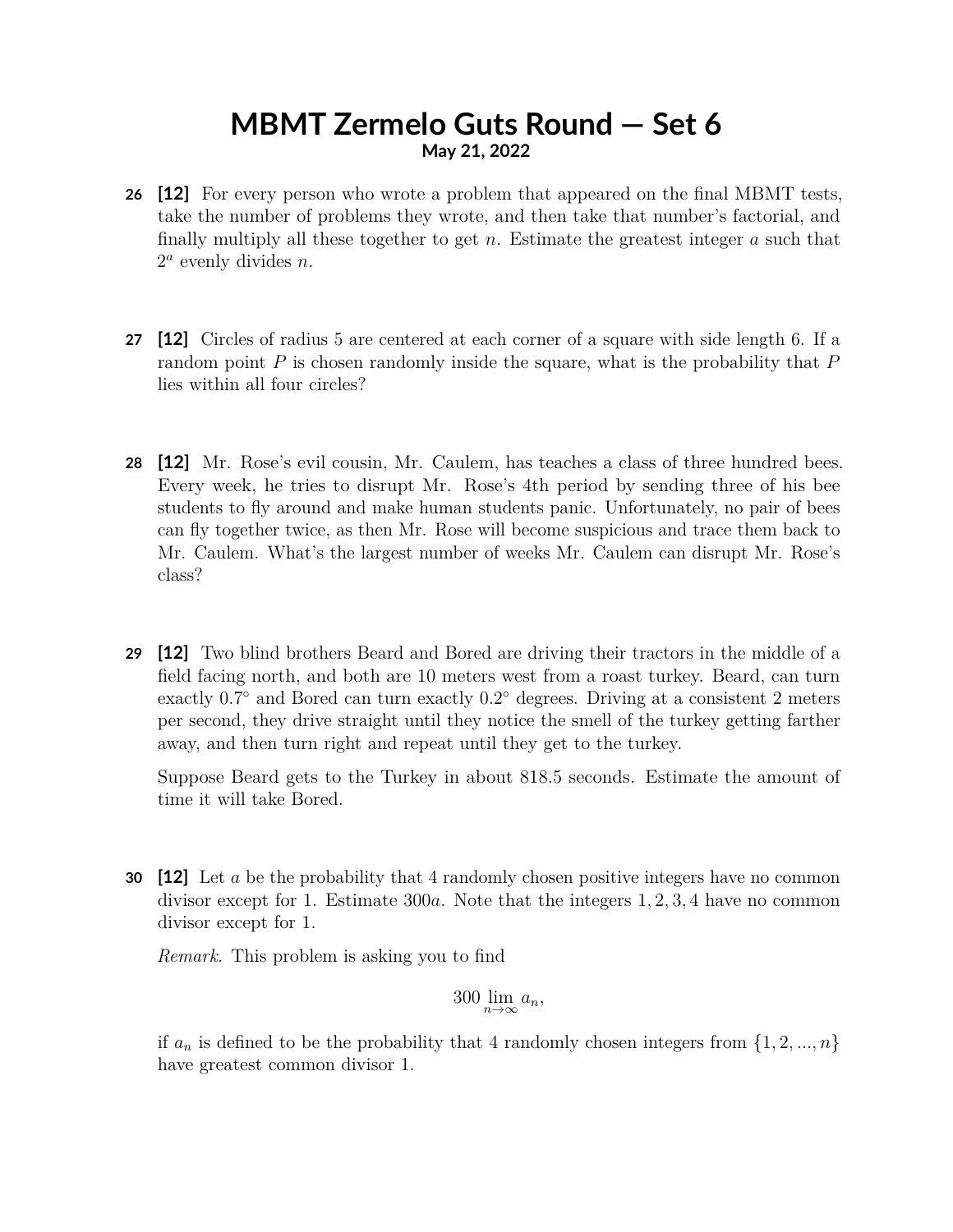# MBMT Zermelo Guts Round — Set 6

**May 21, 2022**

**26** **[12]** For every person who wrote a problem that appeared on the final MBMT tests, take the number of problems they wrote, and then take that number's factorial, and finally multiply all these together to get $n$. Estimate the greatest integer $a$ such that $2^a$ evenly divides $n$.

**27** **[12]** Circles of radius 5 are centered at each corner of a square with side length 6. If a random point $P$ is chosen randomly inside the square, what is the probability that $P$ lies within all four circles?

**28** **[12]** Mr. Rose's evil cousin, Mr. Caulem, has teaches a class of three hundred bees. Every week, he tries to disrupt Mr. Rose's 4th period by sending three of his bee students to fly around and make human students panic. Unfortunately, no pair of bees can fly together twice, as then Mr. Rose will become suspicious and trace them back to Mr. Caulem. What's the largest number of weeks Mr. Caulem can disrupt Mr. Rose's class?

**29** **[12]** Two blind brothers Beard and Bored are driving their tractors in the middle of a field facing north, and both are 10 meters west from a roast turkey. Beard, can turn exactly $0.7^\circ$ and Bored can turn exactly $0.2^\circ$ degrees. Driving at a consistent 2 meters per second, they drive straight until they notice the smell of the turkey getting farther away, and then turn right and repeat until they get to the turkey.

Suppose Beard gets to the Turkey in about 818.5 seconds. Estimate the amount of time it will take Bored.

**30** **[12]** Let $a$ be the probability that 4 randomly chosen positive integers have no common divisor except for 1. Estimate $300a$. Note that the integers $1, 2, 3, 4$ have no common divisor except for 1.

*Remark.* This problem is asking you to find

$$300 \lim_{n\to\infty} a_n,$$

if $a_n$ is defined to be the probability that 4 randomly chosen integers from $\{1, 2, ..., n\}$ have greatest common divisor 1.